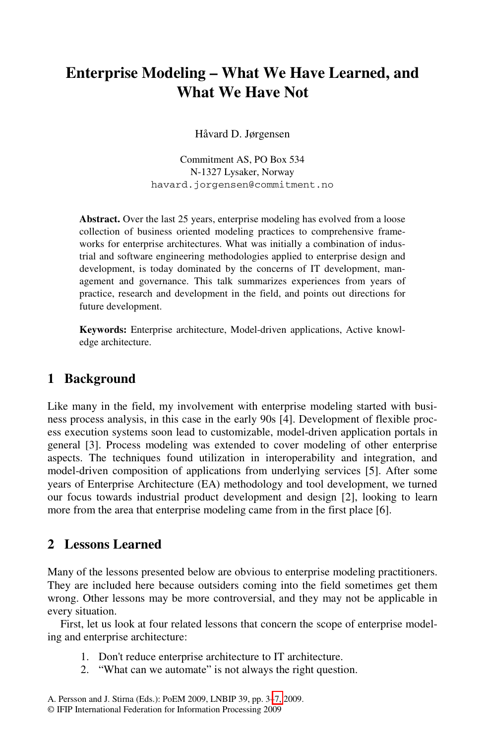# Enterprise Modeling – What We Have Learned, and What We Have Not

Håvard D. Jørgensen

Commitment AS, PO Box 534
N-1327 Lysaker, Norway
havard.jorgensen@commitment.no

**Abstract.** Over the last 25 years, enterprise modeling has evolved from a loose collection of business oriented modeling practices to comprehensive frameworks for enterprise architectures. What was initially a combination of industrial and software engineering methodologies applied to enterprise design and development, is today dominated by the concerns of IT development, management and governance. This talk summarizes experiences from years of practice, research and development in the field, and points out directions for future development.

**Keywords:** Enterprise architecture, Model-driven applications, Active knowledge architecture.

## 1 Background

Like many in the field, my involvement with enterprise modeling started with business process analysis, in this case in the early 90s [4]. Development of flexible process execution systems soon lead to customizable, model-driven application portals in general [3]. Process modeling was extended to cover modeling of other enterprise aspects. The techniques found utilization in interoperability and integration, and model-driven composition of applications from underlying services [5]. After some years of Enterprise Architecture (EA) methodology and tool development, we turned our focus towards industrial product development and design [2], looking to learn more from the area that enterprise modeling came from in the first place [6].

## 2 Lessons Learned

Many of the lessons presented below are obvious to enterprise modeling practitioners. They are included here because outsiders coming into the field sometimes get them wrong. Other lessons may be more controversial, and they may not be applicable in every situation.

First, let us look at four related lessons that concern the scope of enterprise modeling and enterprise architecture:

1. Don't reduce enterprise architecture to IT architecture.
2. "What can we automate" is not always the right question.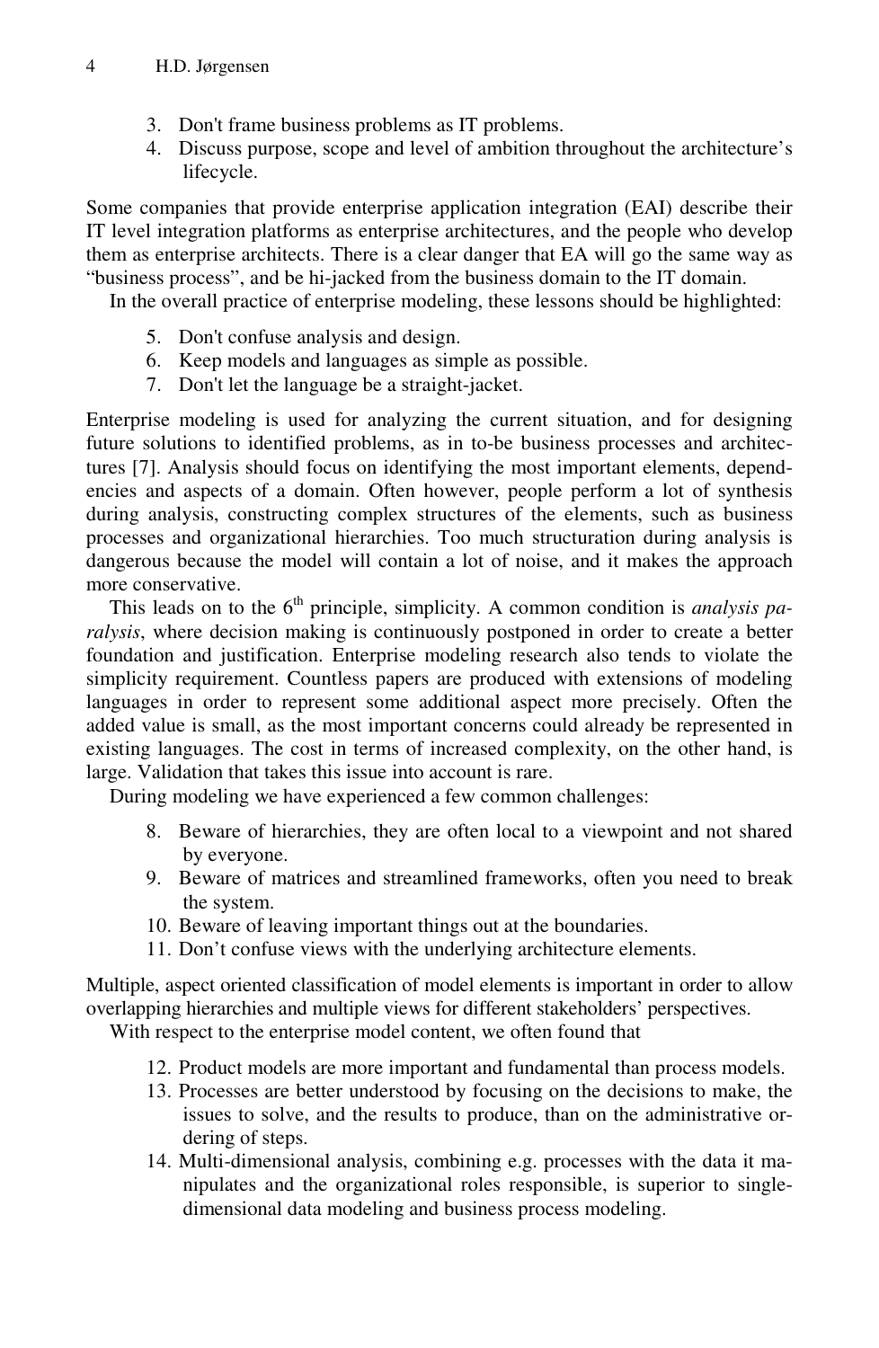3. Don't frame business problems as IT problems.
4. Discuss purpose, scope and level of ambition throughout the architecture's lifecycle.

Some companies that provide enterprise application integration (EAI) describe their IT level integration platforms as enterprise architectures, and the people who develop them as enterprise architects. There is a clear danger that EA will go the same way as "business process", and be hi-jacked from the business domain to the IT domain.

In the overall practice of enterprise modeling, these lessons should be highlighted:

5. Don't confuse analysis and design.
6. Keep models and languages as simple as possible.
7. Don't let the language be a straight-jacket.

Enterprise modeling is used for analyzing the current situation, and for designing future solutions to identified problems, as in to-be business processes and architectures [7]. Analysis should focus on identifying the most important elements, dependencies and aspects of a domain. Often however, people perform a lot of synthesis during analysis, constructing complex structures of the elements, such as business processes and organizational hierarchies. Too much structuration during analysis is dangerous because the model will contain a lot of noise, and it makes the approach more conservative.

This leads on to the 6th principle, simplicity. A common condition is *analysis paralysis*, where decision making is continuously postponed in order to create a better foundation and justification. Enterprise modeling research also tends to violate the simplicity requirement. Countless papers are produced with extensions of modeling languages in order to represent some additional aspect more precisely. Often the added value is small, as the most important concerns could already be represented in existing languages. The cost in terms of increased complexity, on the other hand, is large. Validation that takes this issue into account is rare.

During modeling we have experienced a few common challenges:

8. Beware of hierarchies, they are often local to a viewpoint and not shared by everyone.
9. Beware of matrices and streamlined frameworks, often you need to break the system.
10. Beware of leaving important things out at the boundaries.
11. Don't confuse views with the underlying architecture elements.

Multiple, aspect oriented classification of model elements is important in order to allow overlapping hierarchies and multiple views for different stakeholders' perspectives.

With respect to the enterprise model content, we often found that

12. Product models are more important and fundamental than process models.
13. Processes are better understood by focusing on the decisions to make, the issues to solve, and the results to produce, than on the administrative ordering of steps.
14. Multi-dimensional analysis, combining e.g. processes with the data it manipulates and the organizational roles responsible, is superior to single-dimensional data modeling and business process modeling.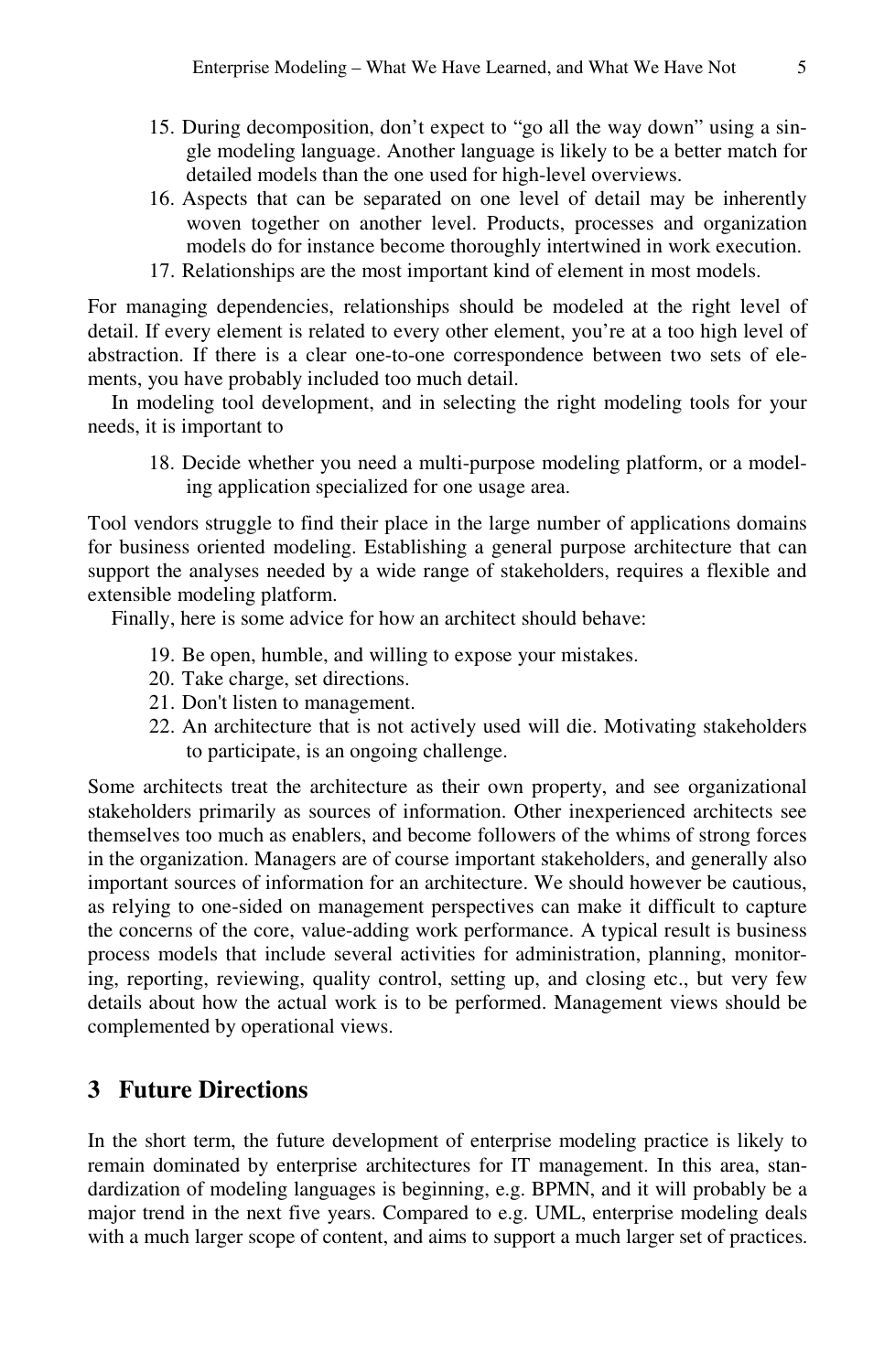15. During decomposition, don't expect to "go all the way down" using a single modeling language. Another language is likely to be a better match for detailed models than the one used for high-level overviews.
16. Aspects that can be separated on one level of detail may be inherently woven together on another level. Products, processes and organization models do for instance become thoroughly intertwined in work execution.
17. Relationships are the most important kind of element in most models.

For managing dependencies, relationships should be modeled at the right level of detail. If every element is related to every other element, you're at a too high level of abstraction. If there is a clear one-to-one correspondence between two sets of elements, you have probably included too much detail.

In modeling tool development, and in selecting the right modeling tools for your needs, it is important to

18. Decide whether you need a multi-purpose modeling platform, or a modeling application specialized for one usage area.

Tool vendors struggle to find their place in the large number of applications domains for business oriented modeling. Establishing a general purpose architecture that can support the analyses needed by a wide range of stakeholders, requires a flexible and extensible modeling platform.

Finally, here is some advice for how an architect should behave:

19. Be open, humble, and willing to expose your mistakes.
20. Take charge, set directions.
21. Don't listen to management.
22. An architecture that is not actively used will die. Motivating stakeholders to participate, is an ongoing challenge.

Some architects treat the architecture as their own property, and see organizational stakeholders primarily as sources of information. Other inexperienced architects see themselves too much as enablers, and become followers of the whims of strong forces in the organization. Managers are of course important stakeholders, and generally also important sources of information for an architecture. We should however be cautious, as relying to one-sided on management perspectives can make it difficult to capture the concerns of the core, value-adding work performance. A typical result is business process models that include several activities for administration, planning, monitoring, reporting, reviewing, quality control, setting up, and closing etc., but very few details about how the actual work is to be performed. Management views should be complemented by operational views.

## 3 Future Directions

In the short term, the future development of enterprise modeling practice is likely to remain dominated by enterprise architectures for IT management. In this area, standardization of modeling languages is beginning, e.g. BPMN, and it will probably be a major trend in the next five years. Compared to e.g. UML, enterprise modeling deals with a much larger scope of content, and aims to support a much larger set of practices.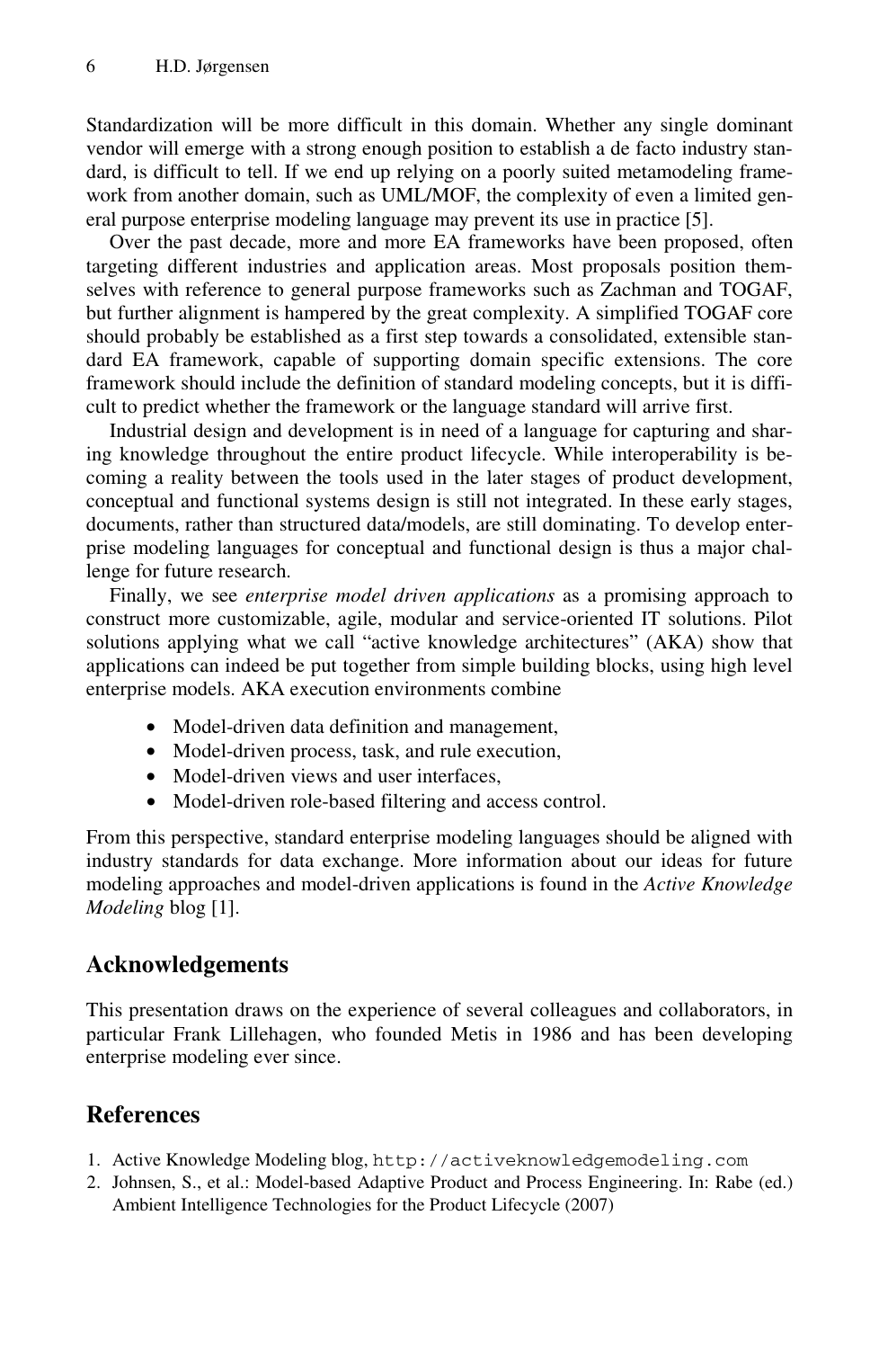Standardization will be more difficult in this domain. Whether any single dominant vendor will emerge with a strong enough position to establish a de facto industry standard, is difficult to tell. If we end up relying on a poorly suited metamodeling framework from another domain, such as UML/MOF, the complexity of even a limited general purpose enterprise modeling language may prevent its use in practice [5].

Over the past decade, more and more EA frameworks have been proposed, often targeting different industries and application areas. Most proposals position themselves with reference to general purpose frameworks such as Zachman and TOGAF, but further alignment is hampered by the great complexity. A simplified TOGAF core should probably be established as a first step towards a consolidated, extensible standard EA framework, capable of supporting domain specific extensions. The core framework should include the definition of standard modeling concepts, but it is difficult to predict whether the framework or the language standard will arrive first.

Industrial design and development is in need of a language for capturing and sharing knowledge throughout the entire product lifecycle. While interoperability is becoming a reality between the tools used in the later stages of product development, conceptual and functional systems design is still not integrated. In these early stages, documents, rather than structured data/models, are still dominating. To develop enterprise modeling languages for conceptual and functional design is thus a major challenge for future research.

Finally, we see *enterprise model driven applications* as a promising approach to construct more customizable, agile, modular and service-oriented IT solutions. Pilot solutions applying what we call "active knowledge architectures" (AKA) show that applications can indeed be put together from simple building blocks, using high level enterprise models. AKA execution environments combine

- Model-driven data definition and management,
- Model-driven process, task, and rule execution,
- Model-driven views and user interfaces,
- Model-driven role-based filtering and access control.

From this perspective, standard enterprise modeling languages should be aligned with industry standards for data exchange. More information about our ideas for future modeling approaches and model-driven applications is found in the *Active Knowledge Modeling* blog [1].

## Acknowledgements

This presentation draws on the experience of several colleagues and collaborators, in particular Frank Lillehagen, who founded Metis in 1986 and has been developing enterprise modeling ever since.

## References

1. Active Knowledge Modeling blog, `http://activeknowledgemodeling.com`
2. Johnsen, S., et al.: Model-based Adaptive Product and Process Engineering. In: Rabe (ed.) Ambient Intelligence Technologies for the Product Lifecycle (2007)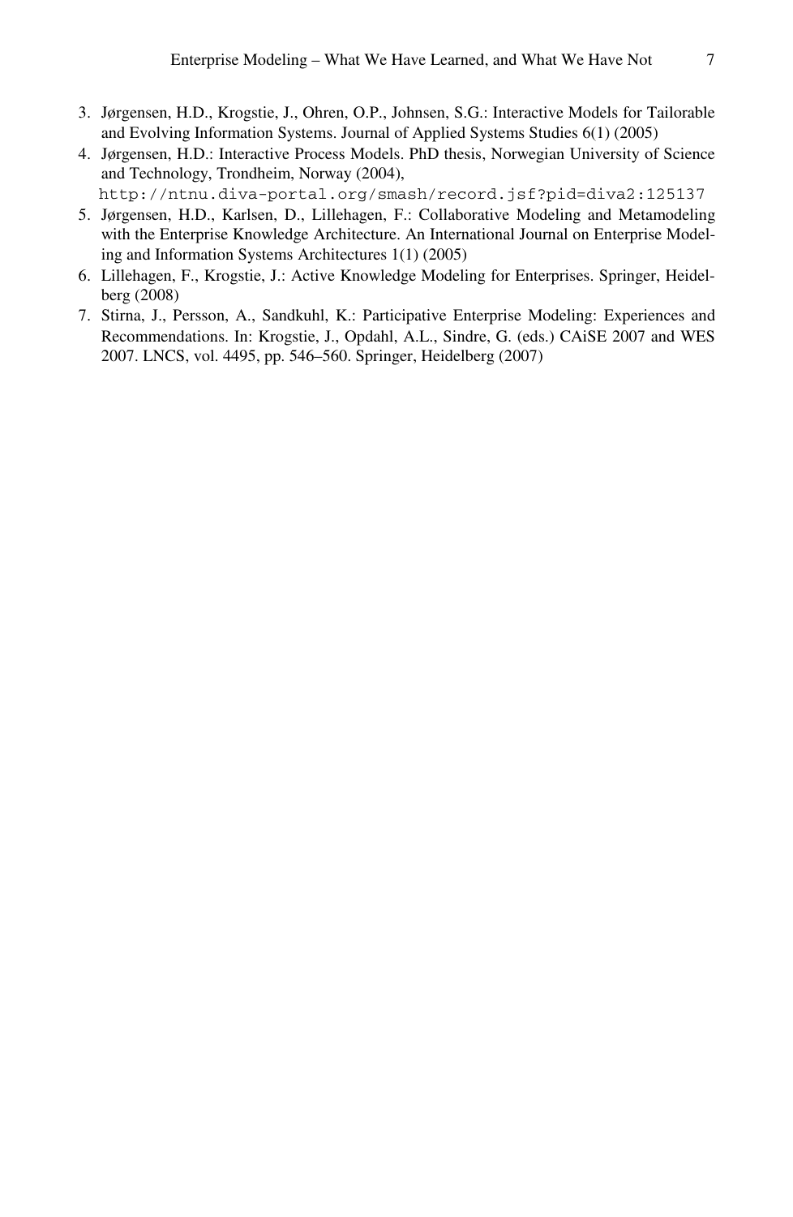3. Jørgensen, H.D., Krogstie, J., Ohren, O.P., Johnsen, S.G.: Interactive Models for Tailorable and Evolving Information Systems. Journal of Applied Systems Studies 6(1) (2005)
4. Jørgensen, H.D.: Interactive Process Models. PhD thesis, Norwegian University of Science and Technology, Trondheim, Norway (2004), http://ntnu.diva-portal.org/smash/record.jsf?pid=diva2:125137
5. Jørgensen, H.D., Karlsen, D., Lillehagen, F.: Collaborative Modeling and Metamodeling with the Enterprise Knowledge Architecture. An International Journal on Enterprise Modeling and Information Systems Architectures 1(1) (2005)
6. Lillehagen, F., Krogstie, J.: Active Knowledge Modeling for Enterprises. Springer, Heidelberg (2008)
7. Stirna, J., Persson, A., Sandkuhl, K.: Participative Enterprise Modeling: Experiences and Recommendations. In: Krogstie, J., Opdahl, A.L., Sindre, G. (eds.) CAiSE 2007 and WES 2007. LNCS, vol. 4495, pp. 546–560. Springer, Heidelberg (2007)